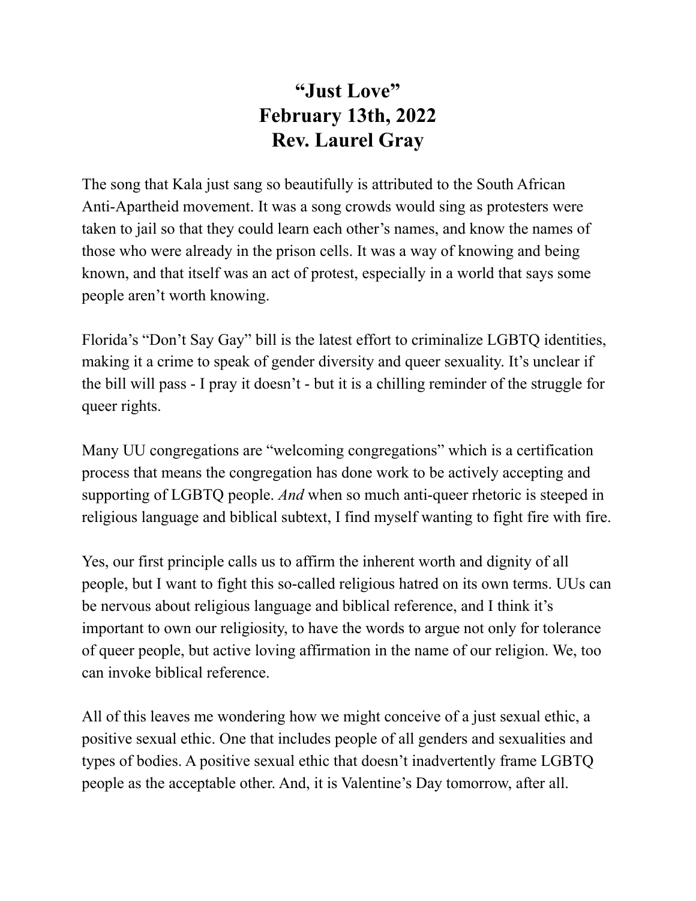# "Just Love"
# February 13th, 2022
# Rev. Laurel Gray

The song that Kala just sang so beautifully is attributed to the South African Anti-Apartheid movement. It was a song crowds would sing as protesters were taken to jail so that they could learn each other's names, and know the names of those who were already in the prison cells. It was a way of knowing and being known, and that itself was an act of protest, especially in a world that says some people aren't worth knowing.

Florida's "Don't Say Gay" bill is the latest effort to criminalize LGBTQ identities, making it a crime to speak of gender diversity and queer sexuality. It's unclear if the bill will pass - I pray it doesn't - but it is a chilling reminder of the struggle for queer rights.

Many UU congregations are "welcoming congregations" which is a certification process that means the congregation has done work to be actively accepting and supporting of LGBTQ people. *And* when so much anti-queer rhetoric is steeped in religious language and biblical subtext, I find myself wanting to fight fire with fire.

Yes, our first principle calls us to affirm the inherent worth and dignity of all people, but I want to fight this so-called religious hatred on its own terms. UUs can be nervous about religious language and biblical reference, and I think it's important to own our religiosity, to have the words to argue not only for tolerance of queer people, but active loving affirmation in the name of our religion. We, too can invoke biblical reference.

All of this leaves me wondering how we might conceive of a just sexual ethic, a positive sexual ethic. One that includes people of all genders and sexualities and types of bodies. A positive sexual ethic that doesn't inadvertently frame LGBTQ people as the acceptable other. And, it is Valentine's Day tomorrow, after all.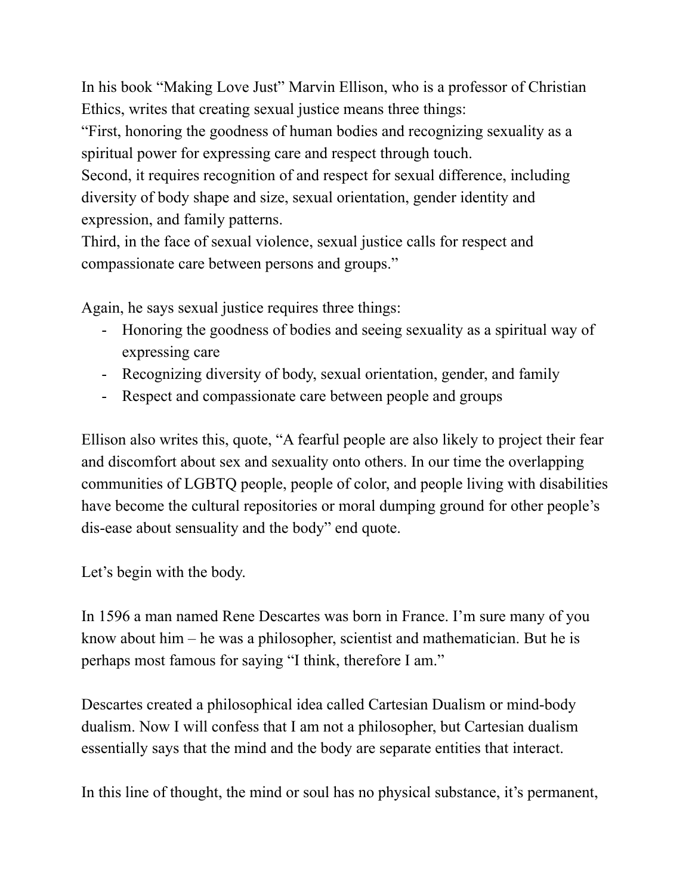In his book "Making Love Just" Marvin Ellison, who is a professor of Christian Ethics, writes that creating sexual justice means three things:
"First, honoring the goodness of human bodies and recognizing sexuality as a spiritual power for expressing care and respect through touch.
Second, it requires recognition of and respect for sexual difference, including diversity of body shape and size, sexual orientation, gender identity and expression, and family patterns.
Third, in the face of sexual violence, sexual justice calls for respect and compassionate care between persons and groups."

Again, he says sexual justice requires three things:

- Honoring the goodness of bodies and seeing sexuality as a spiritual way of expressing care
- Recognizing diversity of body, sexual orientation, gender, and family
- Respect and compassionate care between people and groups

Ellison also writes this, quote, "A fearful people are also likely to project their fear and discomfort about sex and sexuality onto others. In our time the overlapping communities of LGBTQ people, people of color, and people living with disabilities have become the cultural repositories or moral dumping ground for other people's dis-ease about sensuality and the body" end quote.

Let's begin with the body.

In 1596 a man named Rene Descartes was born in France. I'm sure many of you know about him – he was a philosopher, scientist and mathematician. But he is perhaps most famous for saying "I think, therefore I am."

Descartes created a philosophical idea called Cartesian Dualism or mind-body dualism. Now I will confess that I am not a philosopher, but Cartesian dualism essentially says that the mind and the body are separate entities that interact.

In this line of thought, the mind or soul has no physical substance, it's permanent,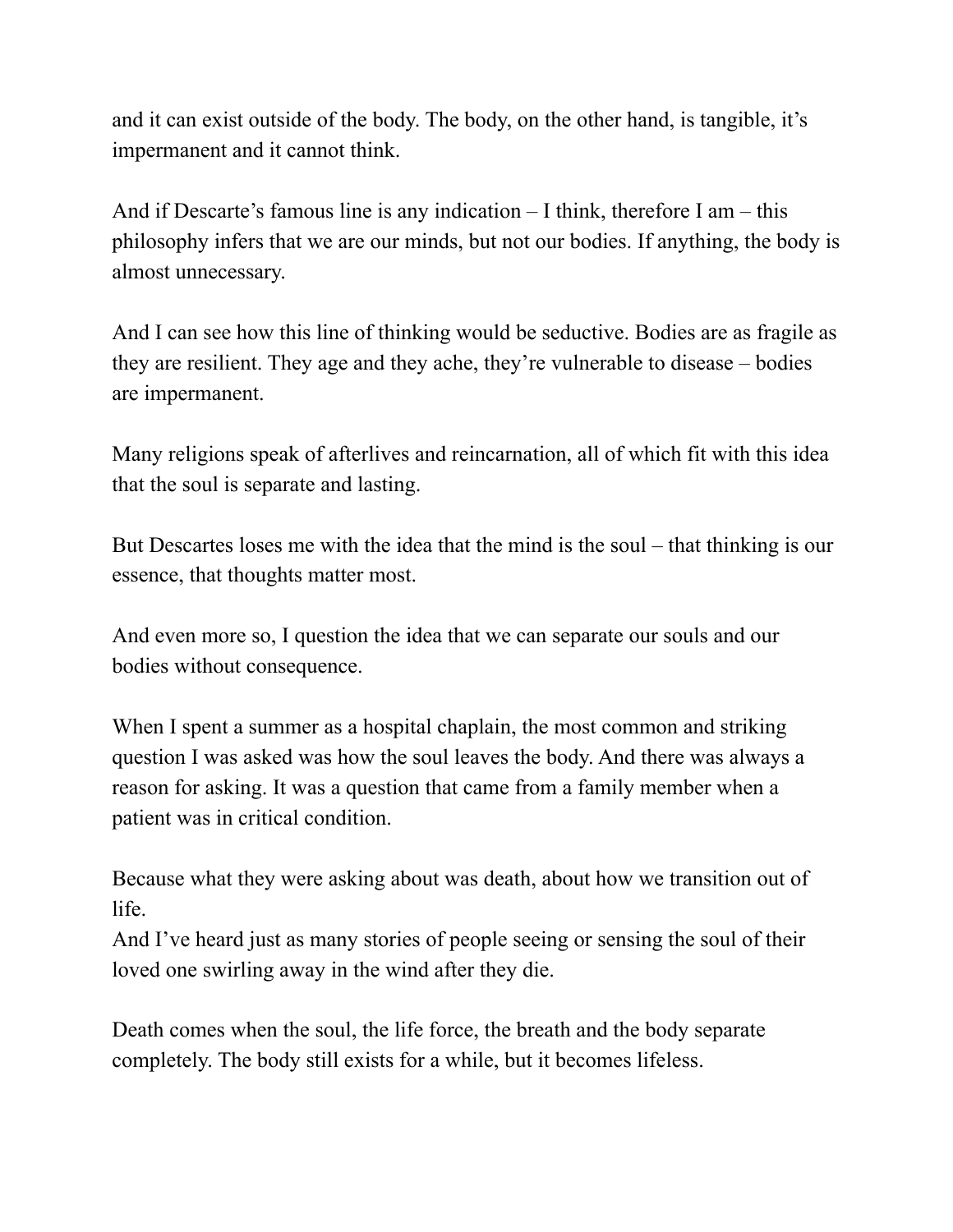and it can exist outside of the body. The body, on the other hand, is tangible, it's impermanent and it cannot think.

And if Descarte's famous line is any indication – I think, therefore I am – this philosophy infers that we are our minds, but not our bodies. If anything, the body is almost unnecessary.

And I can see how this line of thinking would be seductive. Bodies are as fragile as they are resilient. They age and they ache, they're vulnerable to disease – bodies are impermanent.

Many religions speak of afterlives and reincarnation, all of which fit with this idea that the soul is separate and lasting.

But Descartes loses me with the idea that the mind is the soul – that thinking is our essence, that thoughts matter most.

And even more so, I question the idea that we can separate our souls and our bodies without consequence.

When I spent a summer as a hospital chaplain, the most common and striking question I was asked was how the soul leaves the body. And there was always a reason for asking. It was a question that came from a family member when a patient was in critical condition.

Because what they were asking about was death, about how we transition out of life.
And I've heard just as many stories of people seeing or sensing the soul of their loved one swirling away in the wind after they die.

Death comes when the soul, the life force, the breath and the body separate completely. The body still exists for a while, but it becomes lifeless.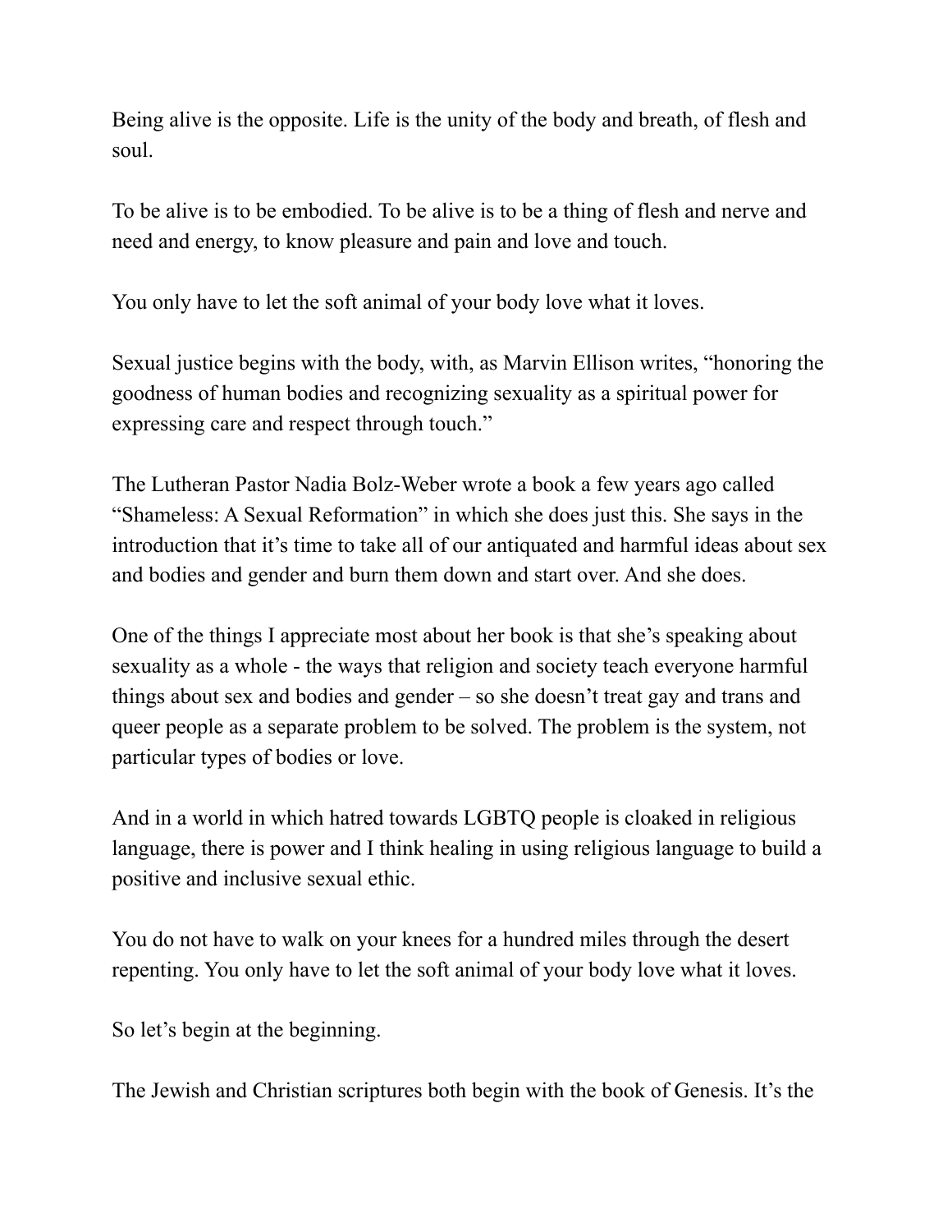Being alive is the opposite. Life is the unity of the body and breath, of flesh and soul.

To be alive is to be embodied. To be alive is to be a thing of flesh and nerve and need and energy, to know pleasure and pain and love and touch.

You only have to let the soft animal of your body love what it loves.

Sexual justice begins with the body, with, as Marvin Ellison writes, "honoring the goodness of human bodies and recognizing sexuality as a spiritual power for expressing care and respect through touch."

The Lutheran Pastor Nadia Bolz-Weber wrote a book a few years ago called "Shameless: A Sexual Reformation" in which she does just this. She says in the introduction that it's time to take all of our antiquated and harmful ideas about sex and bodies and gender and burn them down and start over. And she does.

One of the things I appreciate most about her book is that she's speaking about sexuality as a whole - the ways that religion and society teach everyone harmful things about sex and bodies and gender – so she doesn't treat gay and trans and queer people as a separate problem to be solved. The problem is the system, not particular types of bodies or love.

And in a world in which hatred towards LGBTQ people is cloaked in religious language, there is power and I think healing in using religious language to build a positive and inclusive sexual ethic.

You do not have to walk on your knees for a hundred miles through the desert repenting. You only have to let the soft animal of your body love what it loves.

So let's begin at the beginning.

The Jewish and Christian scriptures both begin with the book of Genesis. It's the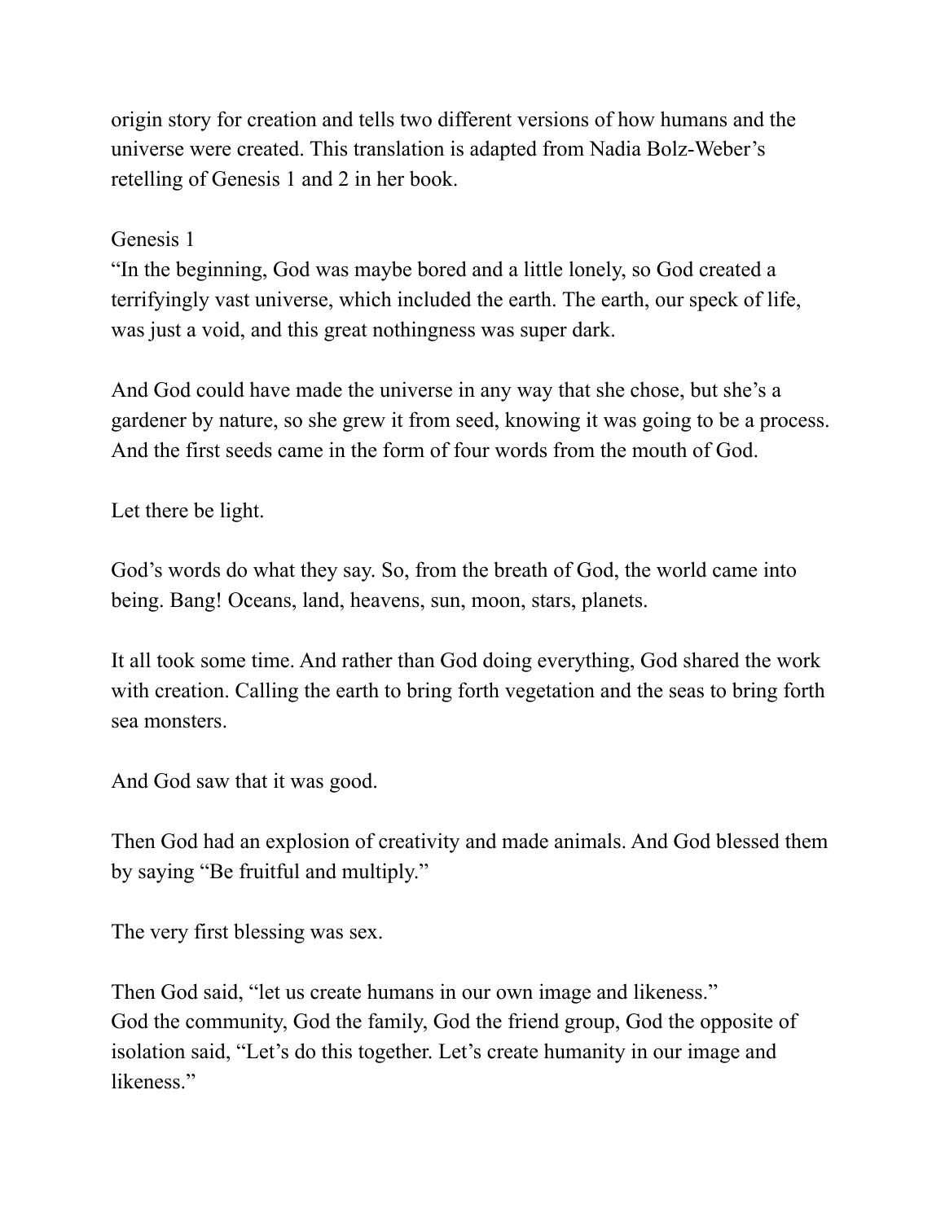origin story for creation and tells two different versions of how humans and the universe were created. This translation is adapted from Nadia Bolz-Weber's retelling of Genesis 1 and 2 in her book.

Genesis 1

"In the beginning, God was maybe bored and a little lonely, so God created a terrifyingly vast universe, which included the earth. The earth, our speck of life, was just a void, and this great nothingness was super dark.

And God could have made the universe in any way that she chose, but she's a gardener by nature, so she grew it from seed, knowing it was going to be a process. And the first seeds came in the form of four words from the mouth of God.

Let there be light.

God's words do what they say. So, from the breath of God, the world came into being. Bang! Oceans, land, heavens, sun, moon, stars, planets.

It all took some time. And rather than God doing everything, God shared the work with creation. Calling the earth to bring forth vegetation and the seas to bring forth sea monsters.

And God saw that it was good.

Then God had an explosion of creativity and made animals. And God blessed them by saying "Be fruitful and multiply."

The very first blessing was sex.

Then God said, "let us create humans in our own image and likeness."
God the community, God the family, God the friend group, God the opposite of isolation said, "Let's do this together. Let's create humanity in our image and likeness."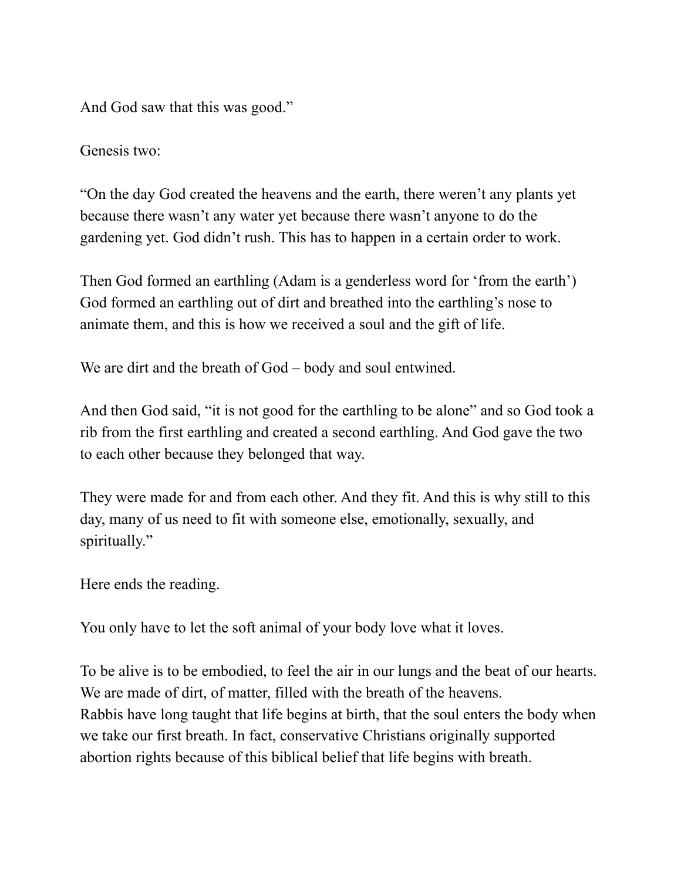And God saw that this was good."

Genesis two:

"On the day God created the heavens and the earth, there weren't any plants yet because there wasn't any water yet because there wasn't anyone to do the gardening yet. God didn't rush. This has to happen in a certain order to work.

Then God formed an earthling (Adam is a genderless word for 'from the earth') God formed an earthling out of dirt and breathed into the earthling's nose to animate them, and this is how we received a soul and the gift of life.

We are dirt and the breath of God – body and soul entwined.

And then God said, "it is not good for the earthling to be alone" and so God took a rib from the first earthling and created a second earthling. And God gave the two to each other because they belonged that way.

They were made for and from each other. And they fit. And this is why still to this day, many of us need to fit with someone else, emotionally, sexually, and spiritually."

Here ends the reading.

You only have to let the soft animal of your body love what it loves.

To be alive is to be embodied, to feel the air in our lungs and the beat of our hearts. We are made of dirt, of matter, filled with the breath of the heavens.
Rabbis have long taught that life begins at birth, that the soul enters the body when we take our first breath. In fact, conservative Christians originally supported abortion rights because of this biblical belief that life begins with breath.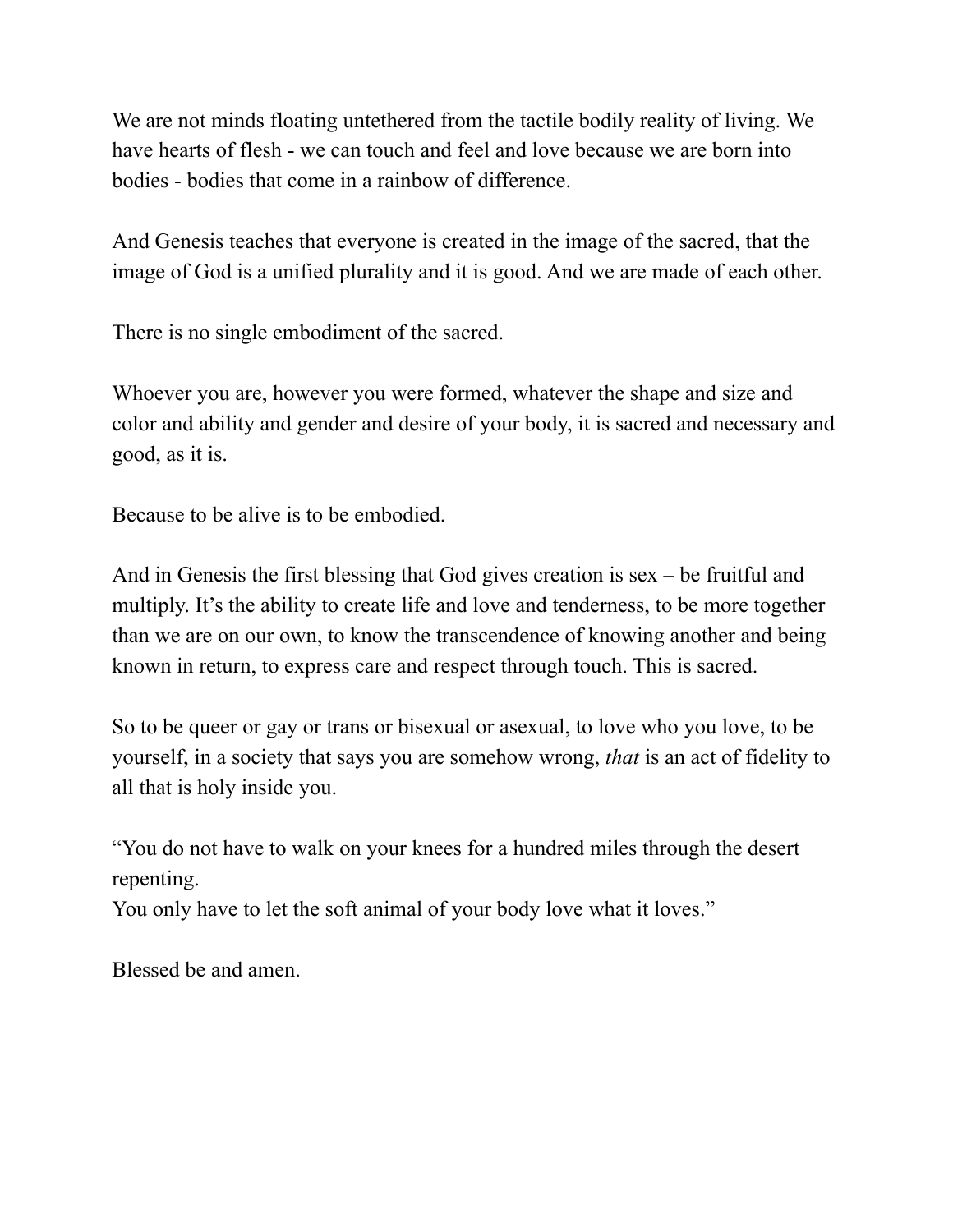We are not minds floating untethered from the tactile bodily reality of living. We have hearts of flesh - we can touch and feel and love because we are born into bodies - bodies that come in a rainbow of difference.

And Genesis teaches that everyone is created in the image of the sacred, that the image of God is a unified plurality and it is good. And we are made of each other.

There is no single embodiment of the sacred.

Whoever you are, however you were formed, whatever the shape and size and color and ability and gender and desire of your body, it is sacred and necessary and good, as it is.

Because to be alive is to be embodied.

And in Genesis the first blessing that God gives creation is sex – be fruitful and multiply. It's the ability to create life and love and tenderness, to be more together than we are on our own, to know the transcendence of knowing another and being known in return, to express care and respect through touch. This is sacred.

So to be queer or gay or trans or bisexual or asexual, to love who you love, to be yourself, in a society that says you are somehow wrong, *that* is an act of fidelity to all that is holy inside you.

"You do not have to walk on your knees for a hundred miles through the desert repenting.
You only have to let the soft animal of your body love what it loves."

Blessed be and amen.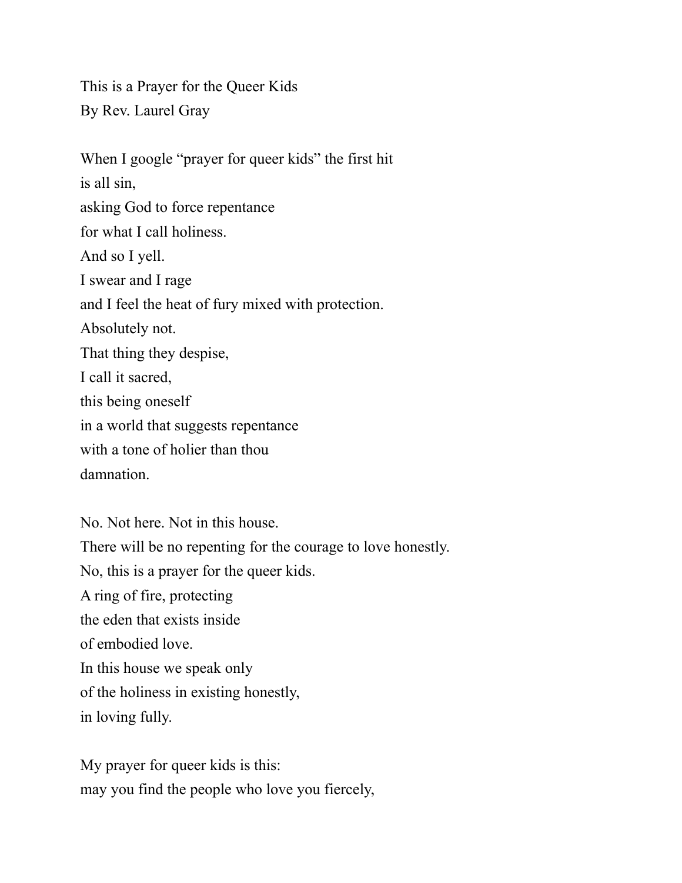This is a Prayer for the Queer Kids
By Rev. Laurel Gray

When I google "prayer for queer kids" the first hit
is all sin,
asking God to force repentance
for what I call holiness.
And so I yell.
I swear and I rage
and I feel the heat of fury mixed with protection.
Absolutely not.
That thing they despise,
I call it sacred,
this being oneself
in a world that suggests repentance
with a tone of holier than thou
damnation.

No. Not here. Not in this house.
There will be no repenting for the courage to love honestly.
No, this is a prayer for the queer kids.
A ring of fire, protecting
the eden that exists inside
of embodied love.
In this house we speak only
of the holiness in existing honestly,
in loving fully.

My prayer for queer kids is this:
may you find the people who love you fiercely,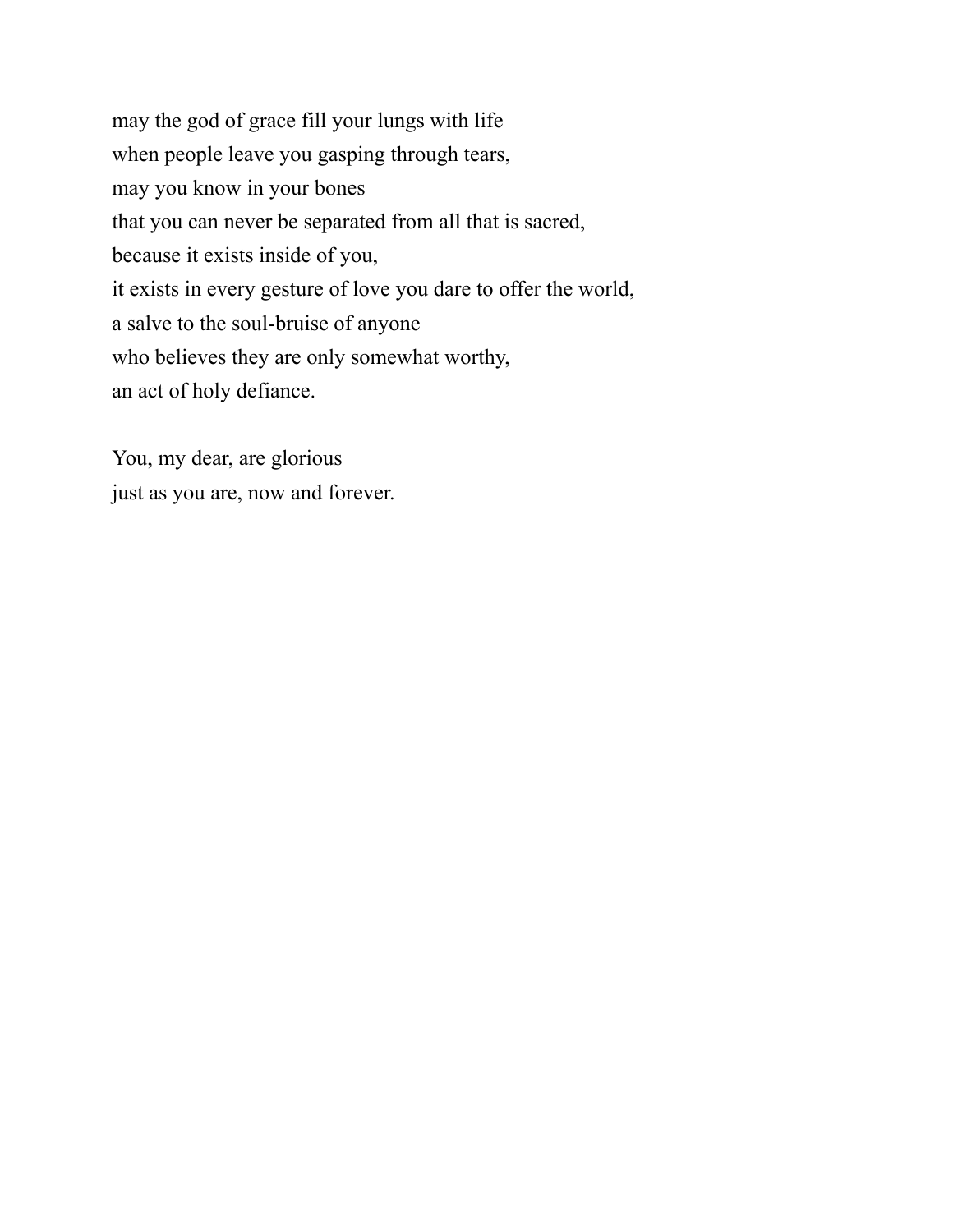may the god of grace fill your lungs with life  
when people leave you gasping through tears,  
may you know in your bones  
that you can never be separated from all that is sacred,  
because it exists inside of you,  
it exists in every gesture of love you dare to offer the world,  
a salve to the soul-bruise of anyone  
who believes they are only somewhat worthy,  
an act of holy defiance.

You, my dear, are glorious  
just as you are, now and forever.